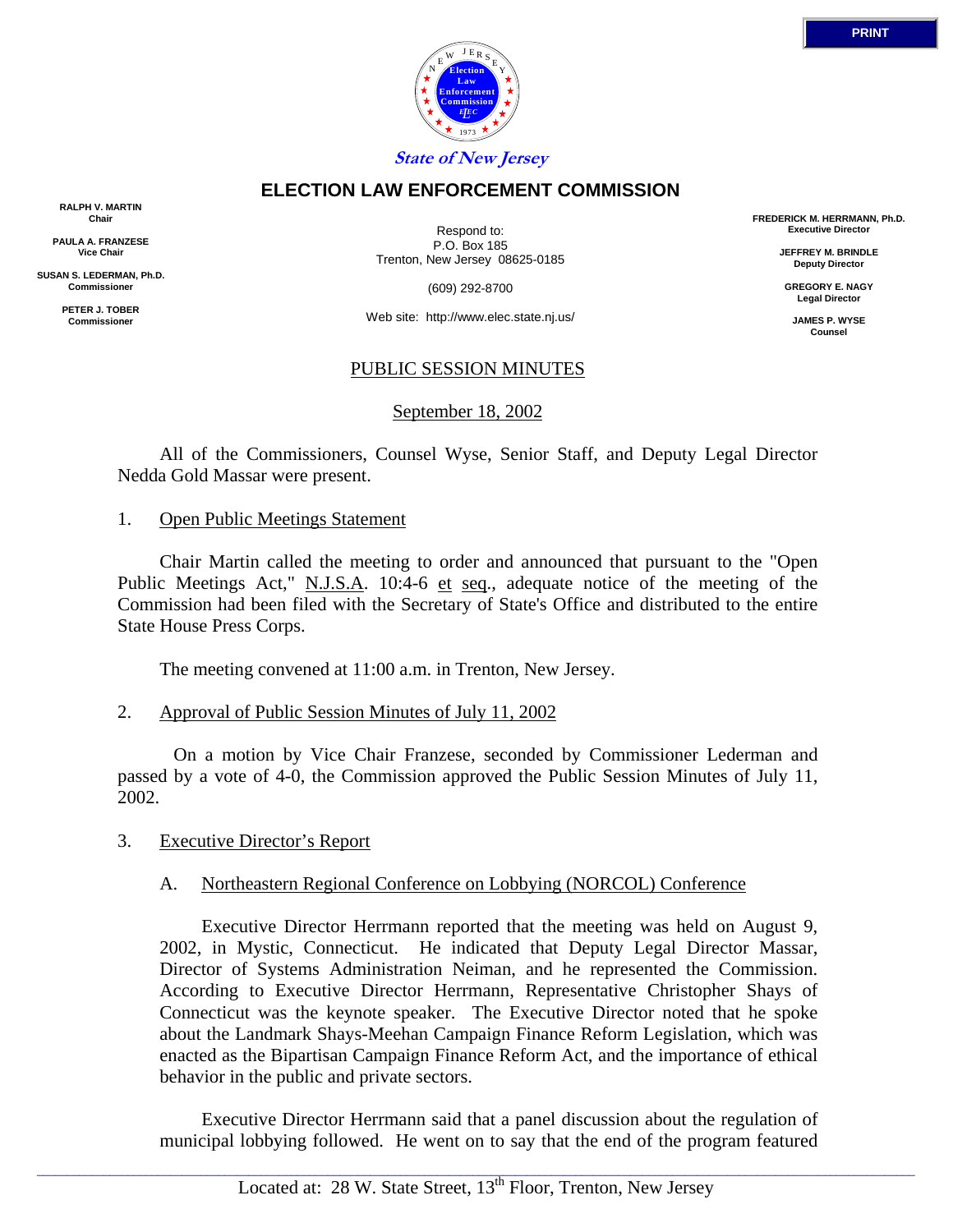State of New Jersey

# ELECTION LAW ENFORCEMENT COMMISSION

RALPH V. MARTIN
Chair

PAULA A. FRANZESE
Vice Chair

SUSAN S. LEDERMAN, Ph.D.
Commissioner

PETER J. TOBER
Commissioner

Respond to:
P.O. Box 185
Trenton, New Jersey 08625-0185

(609) 292-8700

Web site: http://www.elec.state.nj.us/

FREDERICK M. HERRMANN, Ph.D.
Executive Director

JEFFREY M. BRINDLE
Deputy Director

GREGORY E. NAGY
Legal Director

JAMES P. WYSE
Counsel

## PUBLIC SESSION MINUTES

September 18, 2002

All of the Commissioners, Counsel Wyse, Senior Staff, and Deputy Legal Director Nedda Gold Massar were present.

1. Open Public Meetings Statement

Chair Martin called the meeting to order and announced that pursuant to the "Open Public Meetings Act," N.J.S.A. 10:4-6 et seq., adequate notice of the meeting of the Commission had been filed with the Secretary of State's Office and distributed to the entire State House Press Corps.

The meeting convened at 11:00 a.m. in Trenton, New Jersey.

2. Approval of Public Session Minutes of July 11, 2002

On a motion by Vice Chair Franzese, seconded by Commissioner Lederman and passed by a vote of 4-0, the Commission approved the Public Session Minutes of July 11, 2002.

3. Executive Director's Report

A. Northeastern Regional Conference on Lobbying (NORCOL) Conference

Executive Director Herrmann reported that the meeting was held on August 9, 2002, in Mystic, Connecticut. He indicated that Deputy Legal Director Massar, Director of Systems Administration Neiman, and he represented the Commission. According to Executive Director Herrmann, Representative Christopher Shays of Connecticut was the keynote speaker. The Executive Director noted that he spoke about the Landmark Shays-Meehan Campaign Finance Reform Legislation, which was enacted as the Bipartisan Campaign Finance Reform Act, and the importance of ethical behavior in the public and private sectors.

Executive Director Herrmann said that a panel discussion about the regulation of municipal lobbying followed. He went on to say that the end of the program featured

Located at: 28 W. State Street, 13th Floor, Trenton, New Jersey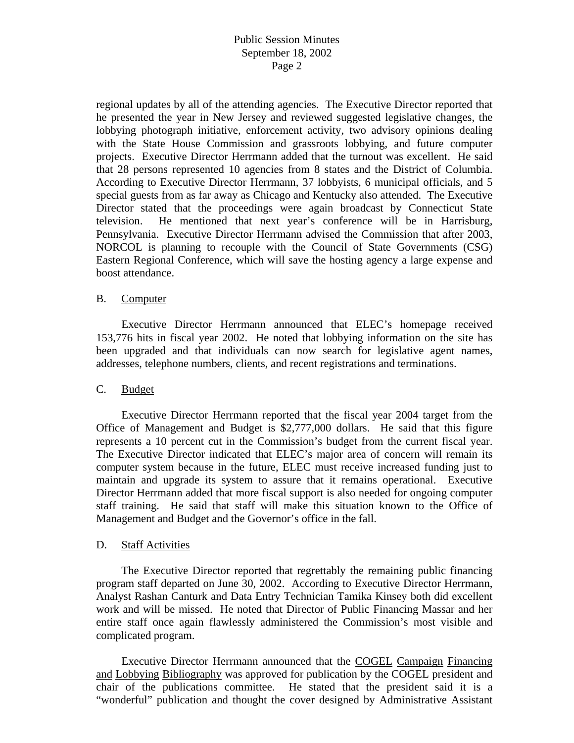regional updates by all of the attending agencies. The Executive Director reported that he presented the year in New Jersey and reviewed suggested legislative changes, the lobbying photograph initiative, enforcement activity, two advisory opinions dealing with the State House Commission and grassroots lobbying, and future computer projects. Executive Director Herrmann added that the turnout was excellent. He said that 28 persons represented 10 agencies from 8 states and the District of Columbia. According to Executive Director Herrmann, 37 lobbyists, 6 municipal officials, and 5 special guests from as far away as Chicago and Kentucky also attended. The Executive Director stated that the proceedings were again broadcast by Connecticut State television. He mentioned that next year's conference will be in Harrisburg, Pennsylvania. Executive Director Herrmann advised the Commission that after 2003, NORCOL is planning to recouple with the Council of State Governments (CSG) Eastern Regional Conference, which will save the hosting agency a large expense and boost attendance.

B. Computer

Executive Director Herrmann announced that ELEC's homepage received 153,776 hits in fiscal year 2002. He noted that lobbying information on the site has been upgraded and that individuals can now search for legislative agent names, addresses, telephone numbers, clients, and recent registrations and terminations.

C. Budget

Executive Director Herrmann reported that the fiscal year 2004 target from the Office of Management and Budget is $2,777,000 dollars. He said that this figure represents a 10 percent cut in the Commission's budget from the current fiscal year. The Executive Director indicated that ELEC's major area of concern will remain its computer system because in the future, ELEC must receive increased funding just to maintain and upgrade its system to assure that it remains operational. Executive Director Herrmann added that more fiscal support is also needed for ongoing computer staff training. He said that staff will make this situation known to the Office of Management and Budget and the Governor's office in the fall.

D. Staff Activities

The Executive Director reported that regrettably the remaining public financing program staff departed on June 30, 2002. According to Executive Director Herrmann, Analyst Rashan Canturk and Data Entry Technician Tamika Kinsey both did excellent work and will be missed. He noted that Director of Public Financing Massar and her entire staff once again flawlessly administered the Commission's most visible and complicated program.

Executive Director Herrmann announced that the COGEL Campaign Financing and Lobbying Bibliography was approved for publication by the COGEL president and chair of the publications committee. He stated that the president said it is a "wonderful" publication and thought the cover designed by Administrative Assistant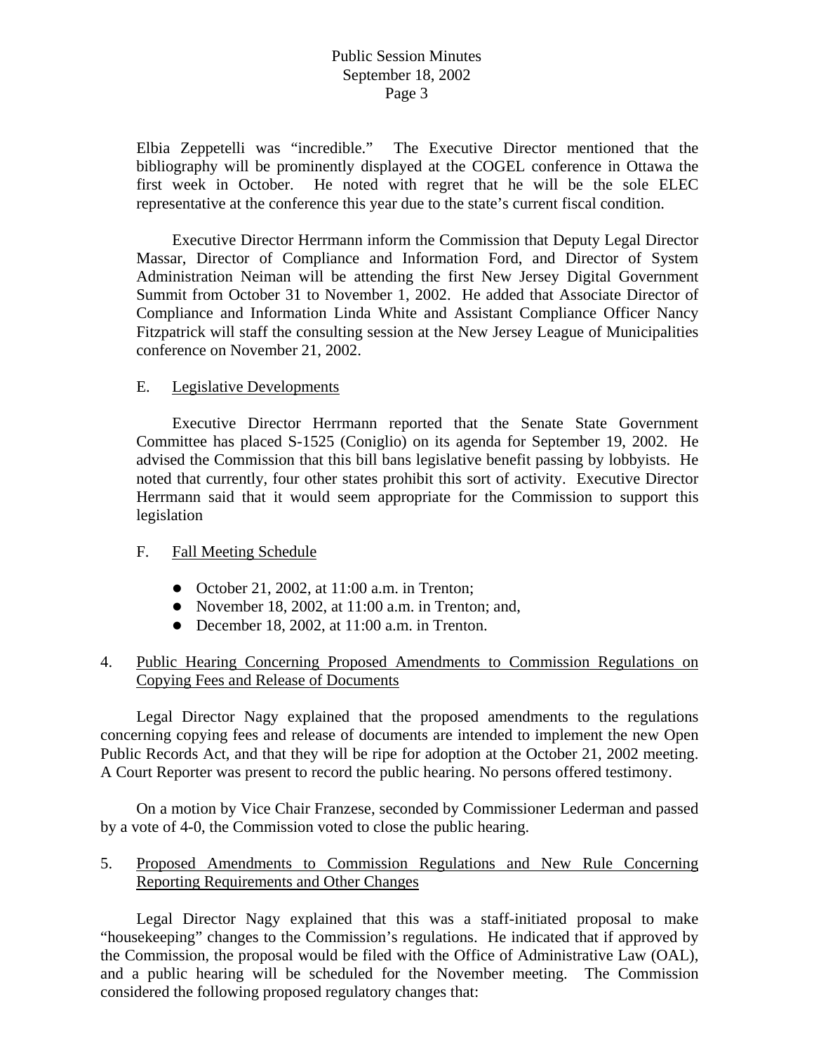Elbia Zeppetelli was "incredible." The Executive Director mentioned that the bibliography will be prominently displayed at the COGEL conference in Ottawa the first week in October. He noted with regret that he will be the sole ELEC representative at the conference this year due to the state's current fiscal condition.

Executive Director Herrmann inform the Commission that Deputy Legal Director Massar, Director of Compliance and Information Ford, and Director of System Administration Neiman will be attending the first New Jersey Digital Government Summit from October 31 to November 1, 2002. He added that Associate Director of Compliance and Information Linda White and Assistant Compliance Officer Nancy Fitzpatrick will staff the consulting session at the New Jersey League of Municipalities conference on November 21, 2002.

E. Legislative Developments

Executive Director Herrmann reported that the Senate State Government Committee has placed S-1525 (Coniglio) on its agenda for September 19, 2002. He advised the Commission that this bill bans legislative benefit passing by lobbyists. He noted that currently, four other states prohibit this sort of activity. Executive Director Herrmann said that it would seem appropriate for the Commission to support this legislation

F. Fall Meeting Schedule

- October 21, 2002, at 11:00 a.m. in Trenton;
- November 18, 2002, at 11:00 a.m. in Trenton; and,
- December 18, 2002, at 11:00 a.m. in Trenton.

4. Public Hearing Concerning Proposed Amendments to Commission Regulations on Copying Fees and Release of Documents

Legal Director Nagy explained that the proposed amendments to the regulations concerning copying fees and release of documents are intended to implement the new Open Public Records Act, and that they will be ripe for adoption at the October 21, 2002 meeting. A Court Reporter was present to record the public hearing. No persons offered testimony.

On a motion by Vice Chair Franzese, seconded by Commissioner Lederman and passed by a vote of 4-0, the Commission voted to close the public hearing.

5. Proposed Amendments to Commission Regulations and New Rule Concerning Reporting Requirements and Other Changes

Legal Director Nagy explained that this was a staff-initiated proposal to make "housekeeping" changes to the Commission's regulations. He indicated that if approved by the Commission, the proposal would be filed with the Office of Administrative Law (OAL), and a public hearing will be scheduled for the November meeting. The Commission considered the following proposed regulatory changes that: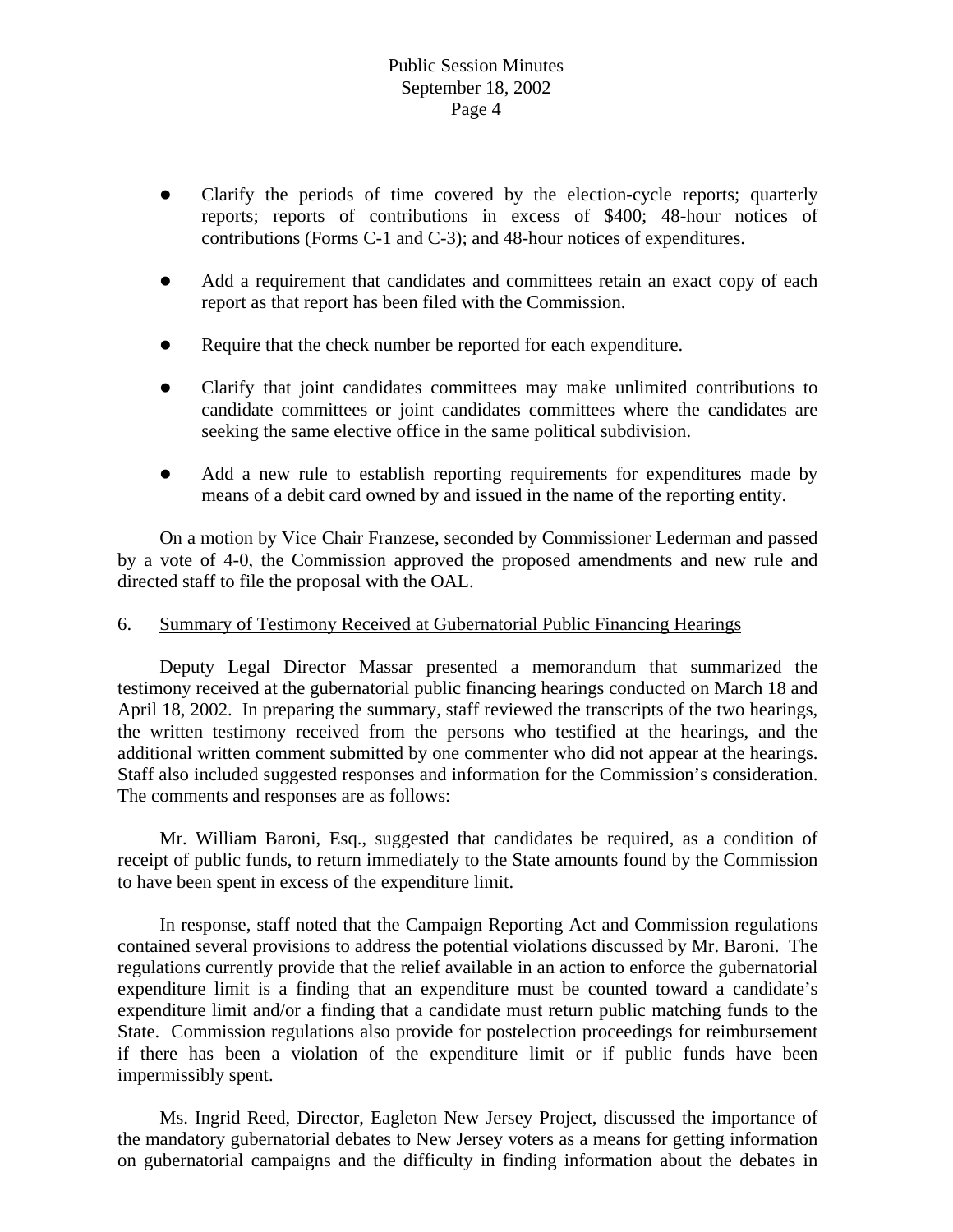- Clarify the periods of time covered by the election-cycle reports; quarterly reports; reports of contributions in excess of $400; 48-hour notices of contributions (Forms C-1 and C-3); and 48-hour notices of expenditures.

- Add a requirement that candidates and committees retain an exact copy of each report as that report has been filed with the Commission.

- Require that the check number be reported for each expenditure.

- Clarify that joint candidates committees may make unlimited contributions to candidate committees or joint candidates committees where the candidates are seeking the same elective office in the same political subdivision.

- Add a new rule to establish reporting requirements for expenditures made by means of a debit card owned by and issued in the name of the reporting entity.

On a motion by Vice Chair Franzese, seconded by Commissioner Lederman and passed by a vote of 4-0, the Commission approved the proposed amendments and new rule and directed staff to file the proposal with the OAL.

6. Summary of Testimony Received at Gubernatorial Public Financing Hearings

Deputy Legal Director Massar presented a memorandum that summarized the testimony received at the gubernatorial public financing hearings conducted on March 18 and April 18, 2002. In preparing the summary, staff reviewed the transcripts of the two hearings, the written testimony received from the persons who testified at the hearings, and the additional written comment submitted by one commenter who did not appear at the hearings. Staff also included suggested responses and information for the Commission's consideration. The comments and responses are as follows:

Mr. William Baroni, Esq., suggested that candidates be required, as a condition of receipt of public funds, to return immediately to the State amounts found by the Commission to have been spent in excess of the expenditure limit.

In response, staff noted that the Campaign Reporting Act and Commission regulations contained several provisions to address the potential violations discussed by Mr. Baroni. The regulations currently provide that the relief available in an action to enforce the gubernatorial expenditure limit is a finding that an expenditure must be counted toward a candidate's expenditure limit and/or a finding that a candidate must return public matching funds to the State. Commission regulations also provide for postelection proceedings for reimbursement if there has been a violation of the expenditure limit or if public funds have been impermissibly spent.

Ms. Ingrid Reed, Director, Eagleton New Jersey Project, discussed the importance of the mandatory gubernatorial debates to New Jersey voters as a means for getting information on gubernatorial campaigns and the difficulty in finding information about the debates in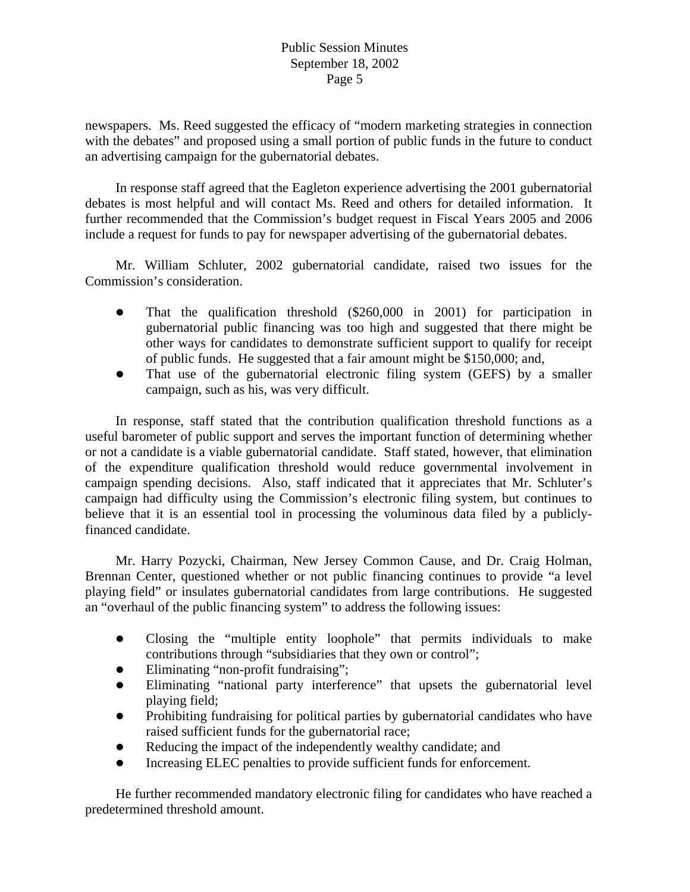newspapers. Ms. Reed suggested the efficacy of "modern marketing strategies in connection with the debates" and proposed using a small portion of public funds in the future to conduct an advertising campaign for the gubernatorial debates.

In response staff agreed that the Eagleton experience advertising the 2001 gubernatorial debates is most helpful and will contact Ms. Reed and others for detailed information. It further recommended that the Commission's budget request in Fiscal Years 2005 and 2006 include a request for funds to pay for newspaper advertising of the gubernatorial debates.

Mr. William Schluter, 2002 gubernatorial candidate, raised two issues for the Commission's consideration.

- That the qualification threshold ($260,000 in 2001) for participation in gubernatorial public financing was too high and suggested that there might be other ways for candidates to demonstrate sufficient support to qualify for receipt of public funds. He suggested that a fair amount might be $150,000; and,
- That use of the gubernatorial electronic filing system (GEFS) by a smaller campaign, such as his, was very difficult.

In response, staff stated that the contribution qualification threshold functions as a useful barometer of public support and serves the important function of determining whether or not a candidate is a viable gubernatorial candidate. Staff stated, however, that elimination of the expenditure qualification threshold would reduce governmental involvement in campaign spending decisions. Also, staff indicated that it appreciates that Mr. Schluter's campaign had difficulty using the Commission's electronic filing system, but continues to believe that it is an essential tool in processing the voluminous data filed by a publicly-financed candidate.

Mr. Harry Pozycki, Chairman, New Jersey Common Cause, and Dr. Craig Holman, Brennan Center, questioned whether or not public financing continues to provide "a level playing field" or insulates gubernatorial candidates from large contributions. He suggested an "overhaul of the public financing system" to address the following issues:

- Closing the "multiple entity loophole" that permits individuals to make contributions through "subsidiaries that they own or control";
- Eliminating "non-profit fundraising";
- Eliminating "national party interference" that upsets the gubernatorial level playing field;
- Prohibiting fundraising for political parties by gubernatorial candidates who have raised sufficient funds for the gubernatorial race;
- Reducing the impact of the independently wealthy candidate; and
- Increasing ELEC penalties to provide sufficient funds for enforcement.

He further recommended mandatory electronic filing for candidates who have reached a predetermined threshold amount.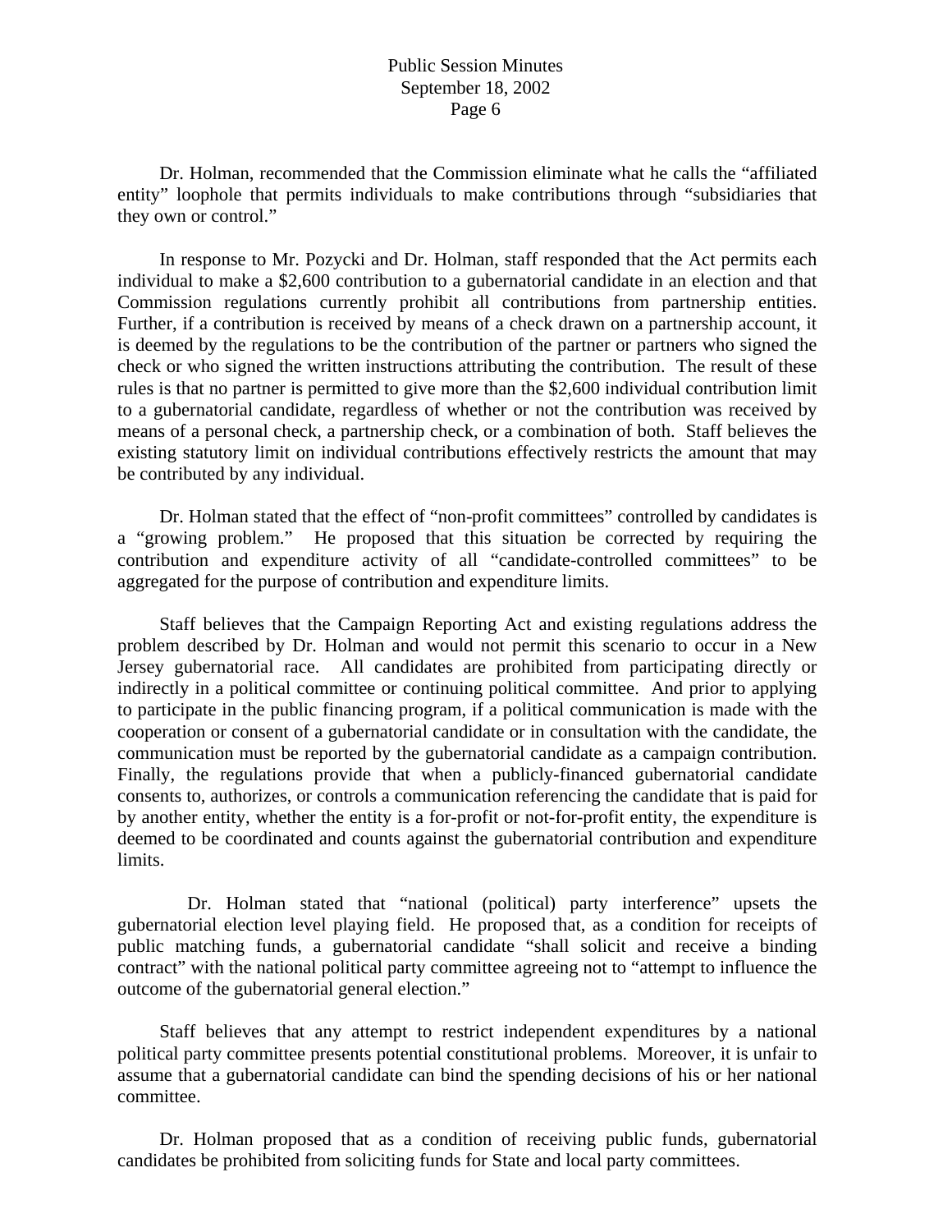Dr. Holman, recommended that the Commission eliminate what he calls the "affiliated entity" loophole that permits individuals to make contributions through "subsidiaries that they own or control."

In response to Mr. Pozycki and Dr. Holman, staff responded that the Act permits each individual to make a $2,600 contribution to a gubernatorial candidate in an election and that Commission regulations currently prohibit all contributions from partnership entities. Further, if a contribution is received by means of a check drawn on a partnership account, it is deemed by the regulations to be the contribution of the partner or partners who signed the check or who signed the written instructions attributing the contribution. The result of these rules is that no partner is permitted to give more than the $2,600 individual contribution limit to a gubernatorial candidate, regardless of whether or not the contribution was received by means of a personal check, a partnership check, or a combination of both. Staff believes the existing statutory limit on individual contributions effectively restricts the amount that may be contributed by any individual.

Dr. Holman stated that the effect of "non-profit committees" controlled by candidates is a "growing problem." He proposed that this situation be corrected by requiring the contribution and expenditure activity of all "candidate-controlled committees" to be aggregated for the purpose of contribution and expenditure limits.

Staff believes that the Campaign Reporting Act and existing regulations address the problem described by Dr. Holman and would not permit this scenario to occur in a New Jersey gubernatorial race. All candidates are prohibited from participating directly or indirectly in a political committee or continuing political committee. And prior to applying to participate in the public financing program, if a political communication is made with the cooperation or consent of a gubernatorial candidate or in consultation with the candidate, the communication must be reported by the gubernatorial candidate as a campaign contribution. Finally, the regulations provide that when a publicly-financed gubernatorial candidate consents to, authorizes, or controls a communication referencing the candidate that is paid for by another entity, whether the entity is a for-profit or not-for-profit entity, the expenditure is deemed to be coordinated and counts against the gubernatorial contribution and expenditure limits.

Dr. Holman stated that "national (political) party interference" upsets the gubernatorial election level playing field. He proposed that, as a condition for receipts of public matching funds, a gubernatorial candidate "shall solicit and receive a binding contract" with the national political party committee agreeing not to "attempt to influence the outcome of the gubernatorial general election."

Staff believes that any attempt to restrict independent expenditures by a national political party committee presents potential constitutional problems. Moreover, it is unfair to assume that a gubernatorial candidate can bind the spending decisions of his or her national committee.

Dr. Holman proposed that as a condition of receiving public funds, gubernatorial candidates be prohibited from soliciting funds for State and local party committees.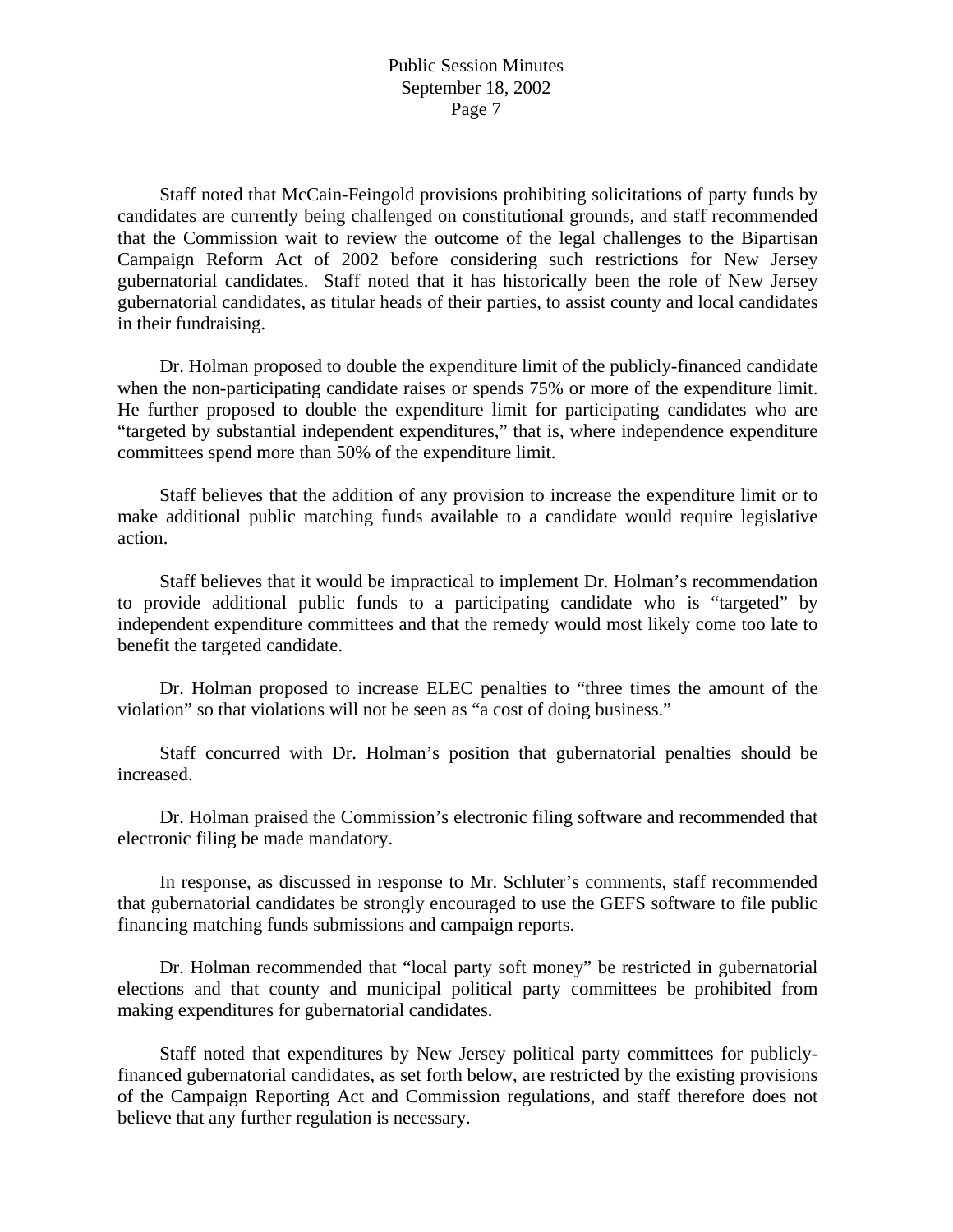Staff noted that McCain-Feingold provisions prohibiting solicitations of party funds by candidates are currently being challenged on constitutional grounds, and staff recommended that the Commission wait to review the outcome of the legal challenges to the Bipartisan Campaign Reform Act of 2002 before considering such restrictions for New Jersey gubernatorial candidates. Staff noted that it has historically been the role of New Jersey gubernatorial candidates, as titular heads of their parties, to assist county and local candidates in their fundraising.

Dr. Holman proposed to double the expenditure limit of the publicly-financed candidate when the non-participating candidate raises or spends 75% or more of the expenditure limit. He further proposed to double the expenditure limit for participating candidates who are "targeted by substantial independent expenditures," that is, where independence expenditure committees spend more than 50% of the expenditure limit.

Staff believes that the addition of any provision to increase the expenditure limit or to make additional public matching funds available to a candidate would require legislative action.

Staff believes that it would be impractical to implement Dr. Holman's recommendation to provide additional public funds to a participating candidate who is "targeted" by independent expenditure committees and that the remedy would most likely come too late to benefit the targeted candidate.

Dr. Holman proposed to increase ELEC penalties to "three times the amount of the violation" so that violations will not be seen as "a cost of doing business."

Staff concurred with Dr. Holman's position that gubernatorial penalties should be increased.

Dr. Holman praised the Commission's electronic filing software and recommended that electronic filing be made mandatory.

In response, as discussed in response to Mr. Schluter's comments, staff recommended that gubernatorial candidates be strongly encouraged to use the GEFS software to file public financing matching funds submissions and campaign reports.

Dr. Holman recommended that "local party soft money" be restricted in gubernatorial elections and that county and municipal political party committees be prohibited from making expenditures for gubernatorial candidates.

Staff noted that expenditures by New Jersey political party committees for publicly-financed gubernatorial candidates, as set forth below, are restricted by the existing provisions of the Campaign Reporting Act and Commission regulations, and staff therefore does not believe that any further regulation is necessary.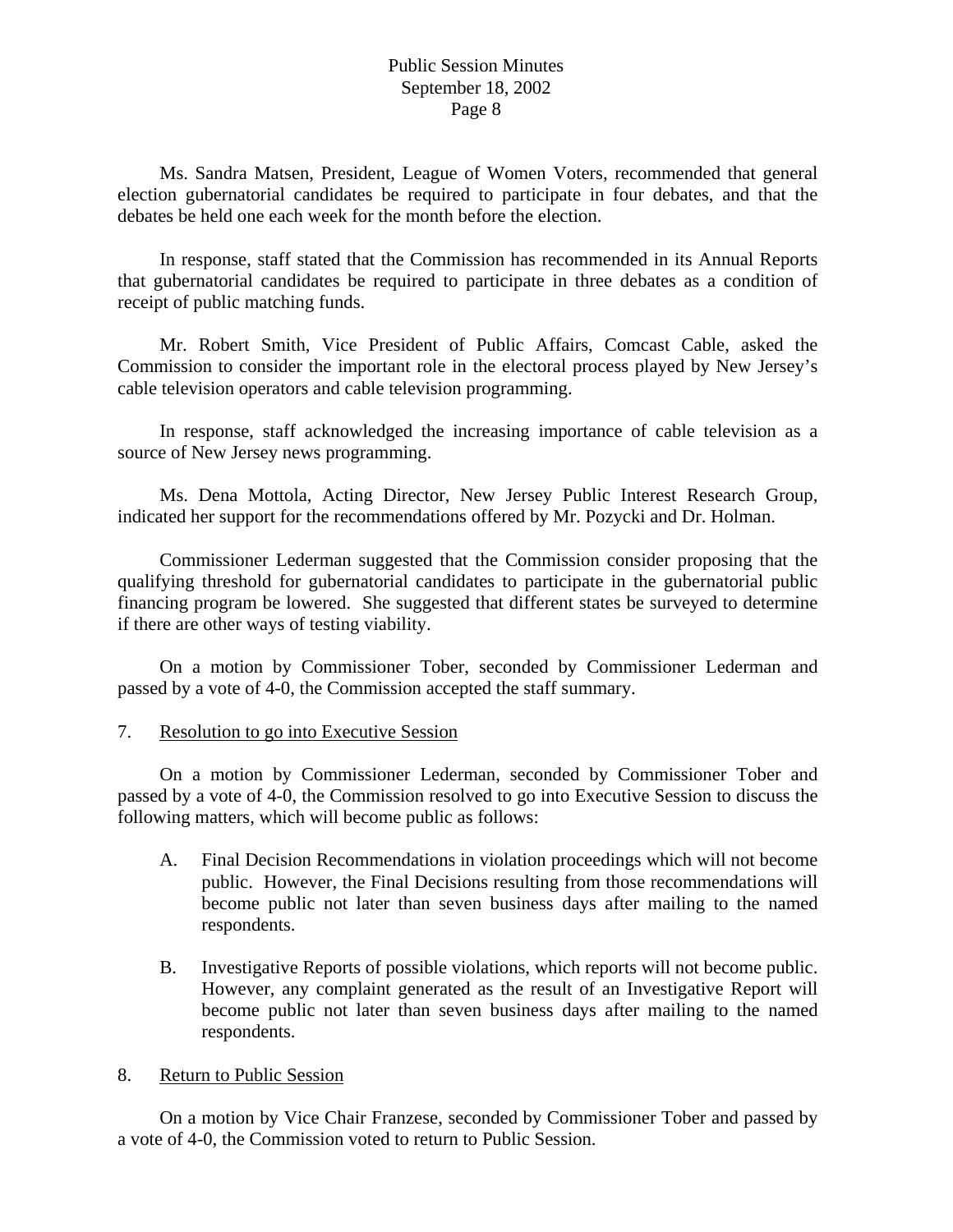Ms. Sandra Matsen, President, League of Women Voters, recommended that general election gubernatorial candidates be required to participate in four debates, and that the debates be held one each week for the month before the election.

In response, staff stated that the Commission has recommended in its Annual Reports that gubernatorial candidates be required to participate in three debates as a condition of receipt of public matching funds.

Mr. Robert Smith, Vice President of Public Affairs, Comcast Cable, asked the Commission to consider the important role in the electoral process played by New Jersey's cable television operators and cable television programming.

In response, staff acknowledged the increasing importance of cable television as a source of New Jersey news programming.

Ms. Dena Mottola, Acting Director, New Jersey Public Interest Research Group, indicated her support for the recommendations offered by Mr. Pozycki and Dr. Holman.

Commissioner Lederman suggested that the Commission consider proposing that the qualifying threshold for gubernatorial candidates to participate in the gubernatorial public financing program be lowered. She suggested that different states be surveyed to determine if there are other ways of testing viability.

On a motion by Commissioner Tober, seconded by Commissioner Lederman and passed by a vote of 4-0, the Commission accepted the staff summary.

7. Resolution to go into Executive Session

On a motion by Commissioner Lederman, seconded by Commissioner Tober and passed by a vote of 4-0, the Commission resolved to go into Executive Session to discuss the following matters, which will become public as follows:

A. Final Decision Recommendations in violation proceedings which will not become public. However, the Final Decisions resulting from those recommendations will become public not later than seven business days after mailing to the named respondents.

B. Investigative Reports of possible violations, which reports will not become public. However, any complaint generated as the result of an Investigative Report will become public not later than seven business days after mailing to the named respondents.

8. Return to Public Session

On a motion by Vice Chair Franzese, seconded by Commissioner Tober and passed by a vote of 4-0, the Commission voted to return to Public Session.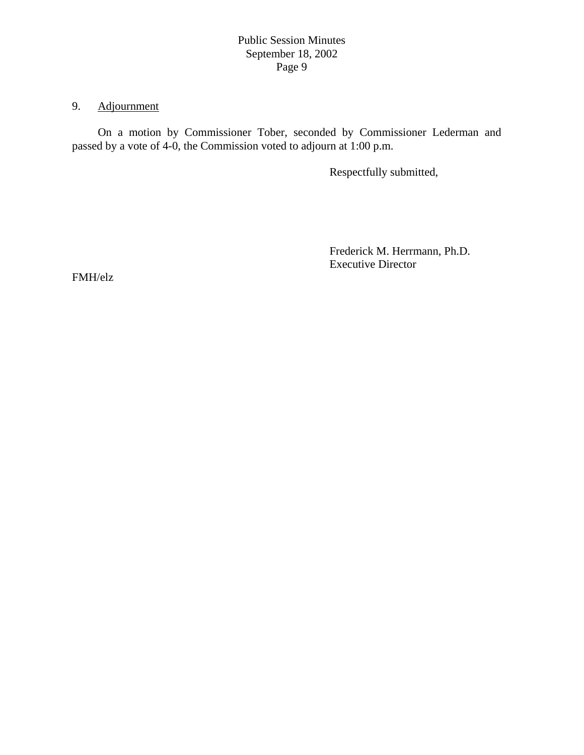9. Adjournment

On a motion by Commissioner Tober, seconded by Commissioner Lederman and passed by a vote of 4-0, the Commission voted to adjourn at 1:00 p.m.

Respectfully submitted,

Frederick M. Herrmann, Ph.D.
Executive Director

FMH/elz